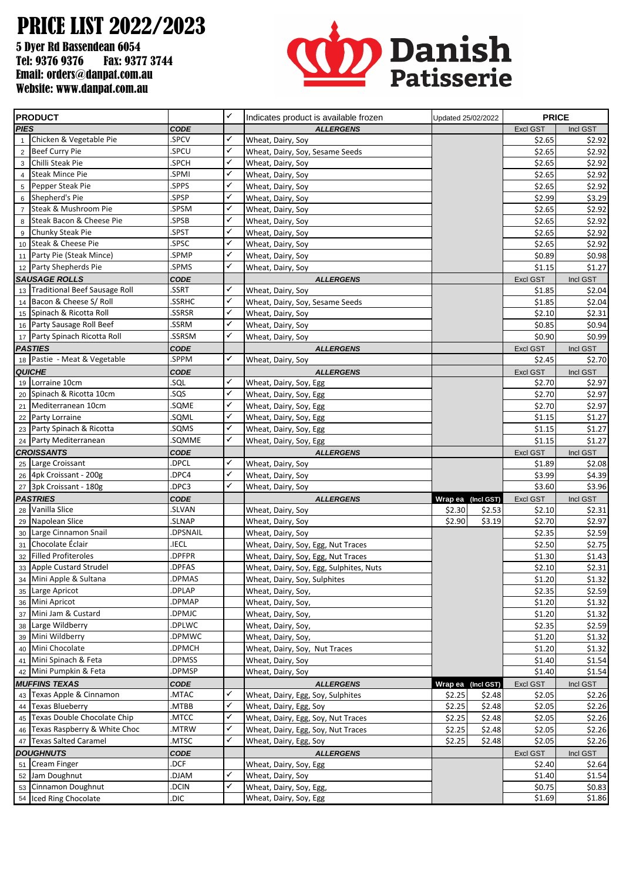# PRICE LIST 2022/2023

**5 Dyer Rd Bassendean 6054**
**Tel: 9376 9376 Fax: 9377 3744**
**Email: orders@danpat.com.au**
**Website: www.danpat.com.au**

**Danish Patisserie**

| # | PRODUCT | | ✓ | Indicates product is available frozen | Updated 25/02/2022 | | PRICE | |
|---|---|---|---|---|---|---|---|---|
| | **PIES** | **CODE** | | **ALLERGENS** | | | Excl GST | Incl GST |
| 1 | Chicken & Vegetable Pie | .SPCV | ✓ | Wheat, Dairy, Soy | | | $2.65 | $2.92 |
| 2 | Beef Curry Pie | .SPCU | ✓ | Wheat, Dairy, Soy, Sesame Seeds | | | $2.65 | $2.92 |
| 3 | Chilli Steak Pie | .SPCH | ✓ | Wheat, Dairy, Soy | | | $2.65 | $2.92 |
| 4 | Steak Mince Pie | .SPMI | ✓ | Wheat, Dairy, Soy | | | $2.65 | $2.92 |
| 5 | Pepper Steak Pie | .SPPS | ✓ | Wheat, Dairy, Soy | | | $2.65 | $2.92 |
| 6 | Shepherd's Pie | .SPSP | ✓ | Wheat, Dairy, Soy | | | $2.99 | $3.29 |
| 7 | Steak & Mushroom Pie | .SPSM | ✓ | Wheat, Dairy, Soy | | | $2.65 | $2.92 |
| 8 | Steak Bacon & Cheese Pie | .SPSB | ✓ | Wheat, Dairy, Soy | | | $2.65 | $2.92 |
| 9 | Chunky Steak Pie | .SPST | ✓ | Wheat, Dairy, Soy | | | $2.65 | $2.92 |
| 10 | Steak & Cheese Pie | .SPSC | ✓ | Wheat, Dairy, Soy | | | $2.65 | $2.92 |
| 11 | Party Pie (Steak Mince) | .SPMP | ✓ | Wheat, Dairy, Soy | | | $0.89 | $0.98 |
| 12 | Party Shepherds Pie | .SPMS | ✓ | Wheat, Dairy, Soy | | | $1.15 | $1.27 |
| | **SAUSAGE ROLLS** | **CODE** | | **ALLERGENS** | | | Excl GST | Incl GST |
| 13 | Traditional Beef Sausage Roll | .SSRT | ✓ | Wheat, Dairy, Soy | | | $1.85 | $2.04 |
| 14 | Bacon & Cheese S/ Roll | .SSRHC | ✓ | Wheat, Dairy, Soy, Sesame Seeds | | | $1.85 | $2.04 |
| 15 | Spinach & Ricotta Roll | .SSRSR | ✓ | Wheat, Dairy, Soy | | | $2.10 | $2.31 |
| 16 | Party Sausage Roll Beef | .SSRM | ✓ | Wheat, Dairy, Soy | | | $0.85 | $0.94 |
| 17 | Party Spinach Ricotta Roll | .SSRSM | ✓ | Wheat, Dairy, Soy | | | $0.90 | $0.99 |
| | **PASTIES** | **CODE** | | **ALLERGENS** | | | Excl GST | Incl GST |
| 18 | Pastie - Meat & Vegetable | .SPPM | ✓ | Wheat, Dairy, Soy | | | $2.45 | $2.70 |
| | **QUICHE** | **CODE** | | **ALLERGENS** | | | Excl GST | Incl GST |
| 19 | Lorraine 10cm | .SQL | ✓ | Wheat, Dairy, Soy, Egg | | | $2.70 | $2.97 |
| 20 | Spinach & Ricotta 10cm | .SQS | ✓ | Wheat, Dairy, Soy, Egg | | | $2.70 | $2.97 |
| 21 | Mediterranean 10cm | .SQME | ✓ | Wheat, Dairy, Soy, Egg | | | $2.70 | $2.97 |
| 22 | Party Lorraine | .SQML | ✓ | Wheat, Dairy, Soy, Egg | | | $1.15 | $1.27 |
| 23 | Party Spinach & Ricotta | .SQMS | ✓ | Wheat, Dairy, Soy, Egg | | | $1.15 | $1.27 |
| 24 | Party Mediterranean | .SQMME | ✓ | Wheat, Dairy, Soy, Egg | | | $1.15 | $1.27 |
| | **CROISSANTS** | **CODE** | | **ALLERGENS** | | | Excl GST | Incl GST |
| 25 | Large Croissant | .DPCL | ✓ | Wheat, Dairy, Soy | | | $1.89 | $2.08 |
| 26 | 4pk Croissant - 200g | .DPC4 | ✓ | Wheat, Dairy, Soy | | | $3.99 | $4.39 |
| 27 | 3pk Croissant - 180g | .DPC3 | ✓ | Wheat, Dairy, Soy | | | $3.60 | $3.96 |
| | **PASTRIES** | **CODE** | | **ALLERGENS** | **Wrap ea** | **(Incl GST)** | Excl GST | Incl GST |
| 28 | Vanilla Slice | .SLVAN | | Wheat, Dairy, Soy | $2.30 | $2.53 | $2.10 | $2.31 |
| 29 | Napolean Slice | .SLNAP | | Wheat, Dairy, Soy | $2.90 | $3.19 | $2.70 | $2.97 |
| 30 | Large Cinnamon Snail | .DPSNAIL | | Wheat, Dairy, Soy | | | $2.35 | $2.59 |
| 31 | Chocolate Éclair | .IECL | | Wheat, Dairy, Soy, Egg, Nut Traces | | | $2.50 | $2.75 |
| 32 | Filled Profiteroles | .DPFPR | | Wheat, Dairy, Soy, Egg, Nut Traces | | | $1.30 | $1.43 |
| 33 | Apple Custard Strudel | .DPFAS | | Wheat, Dairy, Soy, Egg, Sulphites, Nuts | | | $2.10 | $2.31 |
| 34 | Mini Apple & Sultana | .DPMAS | | Wheat, Dairy, Soy, Sulphites | | | $1.20 | $1.32 |
| 35 | Large Apricot | .DPLAP | | Wheat, Dairy, Soy, | | | $2.35 | $2.59 |
| 36 | Mini Apricot | .DPMAP | | Wheat, Dairy, Soy, | | | $1.20 | $1.32 |
| 37 | Mini Jam & Custard | .DPMJC | | Wheat, Dairy, Soy, | | | $1.20 | $1.32 |
| 38 | Large Wildberry | .DPLWC | | Wheat, Dairy, Soy, | | | $2.35 | $2.59 |
| 39 | Mini Wildberry | .DPMWC | | Wheat, Dairy, Soy, | | | $1.20 | $1.32 |
| 40 | Mini Chocolate | .DPMCH | | Wheat, Dairy, Soy, Nut Traces | | | $1.20 | $1.32 |
| 41 | Mini Spinach & Feta | .DPMSS | | Wheat, Dairy, Soy | | | $1.40 | $1.54 |
| 42 | Mini Pumpkin & Feta | .DPMSP | | Wheat, Dairy, Soy | | | $1.40 | $1.54 |
| | **MUFFINS TEXAS** | **CODE** | | **ALLERGENS** | **Wrap ea** | **(Incl GST)** | Excl GST | Incl GST |
| 43 | Texas Apple & Cinnamon | .MTAC | ✓ | Wheat, Dairy, Egg, Soy, Sulphites | $2.25 | $2.48 | $2.05 | $2.26 |
| 44 | Texas Blueberry | .MTBB | ✓ | Wheat, Dairy, Egg, Soy | $2.25 | $2.48 | $2.05 | $2.26 |
| 45 | Texas Double Chocolate Chip | .MTCC | ✓ | Wheat, Dairy, Egg, Soy, Nut Traces | $2.25 | $2.48 | $2.05 | $2.26 |
| 46 | Texas Raspberry & White Choc | .MTRW | ✓ | Wheat, Dairy, Egg, Soy, Nut Traces | $2.25 | $2.48 | $2.05 | $2.26 |
| 47 | Texas Salted Caramel | .MTSC | ✓ | Wheat, Dairy, Egg, Soy | $2.25 | $2.48 | $2.05 | $2.26 |
| | **DOUGHNUTS** | **CODE** | | **ALLERGENS** | | | Excl GST | Incl GST |
| 51 | Cream Finger | .DCF | | Wheat, Dairy, Soy, Egg | | | $2.40 | $2.64 |
| 52 | Jam Doughnut | .DJAM | ✓ | Wheat, Dairy, Soy | | | $1.40 | $1.54 |
| 53 | Cinnamon Doughnut | .DCIN | ✓ | Wheat, Dairy, Soy, Egg, | | | $0.75 | $0.83 |
| 54 | Iced Ring Chocolate | .DIC | | Wheat, Dairy, Soy, Egg | | | $1.69 | $1.86 |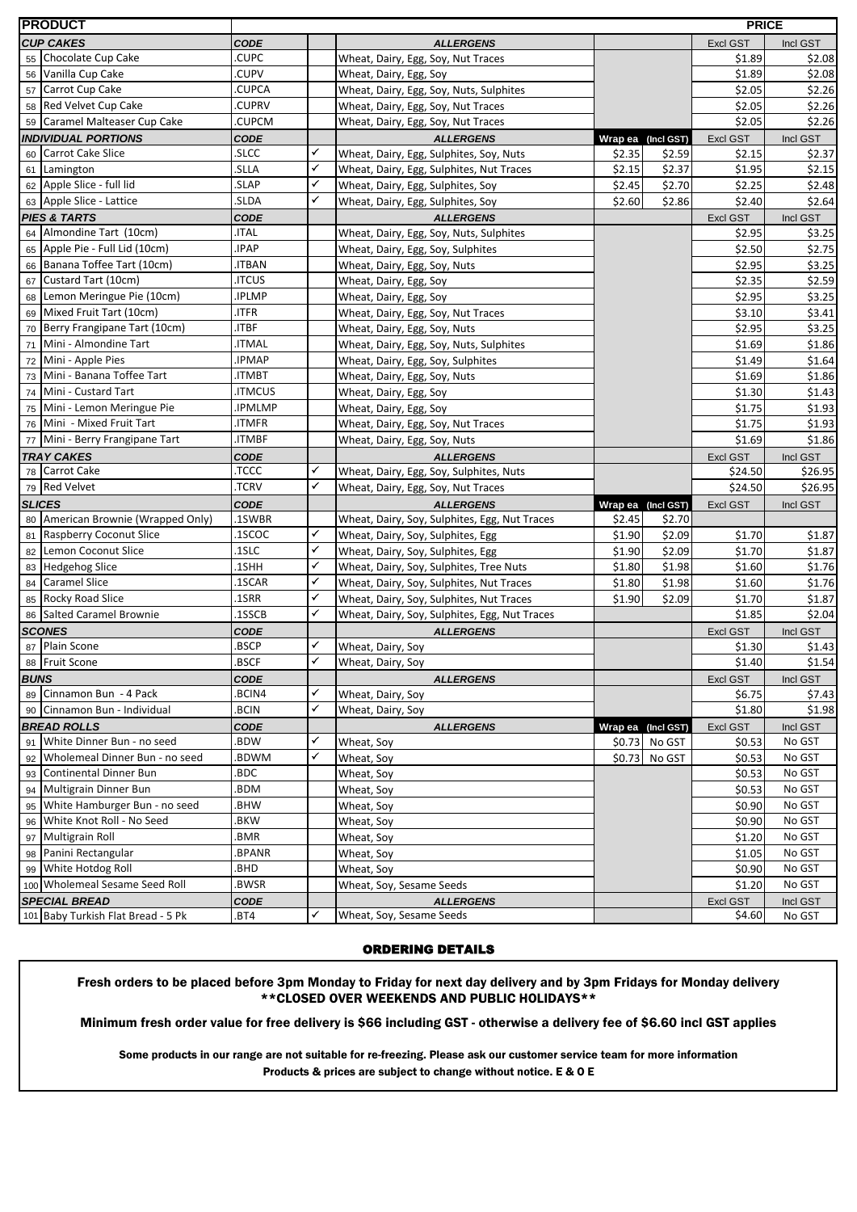| PRODUCT | | | | | | PRICE | |
|---|---|---|---|---|---|---|---|
| ***CUP CAKES*** | ***CODE*** | | ***ALLERGENS*** | | | Excl GST | Incl GST |
| 55 Chocolate Cup Cake | .CUPC | | Wheat, Dairy, Egg, Soy, Nut Traces | | | $1.89 | $2.08 |
| 56 Vanilla Cup Cake | .CUPV | | Wheat, Dairy, Egg, Soy | | | $1.89 | $2.08 |
| 57 Carrot Cup Cake | .CUPCA | | Wheat, Dairy, Egg, Soy, Nuts, Sulphites | | | $2.05 | $2.26 |
| 58 Red Velvet Cup Cake | .CUPRV | | Wheat, Dairy, Egg, Soy, Nut Traces | | | $2.05 | $2.26 |
| 59 Caramel Malteaser Cup Cake | .CUPCM | | Wheat, Dairy, Egg, Soy, Nut Traces | | | $2.05 | $2.26 |
| ***INDIVIDUAL PORTIONS*** | ***CODE*** | | ***ALLERGENS*** | **Wrap ea** | **(Incl GST)** | Excl GST | Incl GST |
| 60 Carrot Cake Slice | .SLCC | ✓ | Wheat, Dairy, Egg, Sulphites, Soy, Nuts | $2.35 | $2.59 | $2.15 | $2.37 |
| 61 Lamington | .SLLA | ✓ | Wheat, Dairy, Egg, Sulphites, Nut Traces | $2.15 | $2.37 | $1.95 | $2.15 |
| 62 Apple Slice - full lid | .SLAP | ✓ | Wheat, Dairy, Egg, Sulphites, Soy | $2.45 | $2.70 | $2.25 | $2.48 |
| 63 Apple Slice - Lattice | .SLDA | ✓ | Wheat, Dairy, Egg, Sulphites, Soy | $2.60 | $2.86 | $2.40 | $2.64 |
| ***PIES & TARTS*** | ***CODE*** | | ***ALLERGENS*** | | | Excl GST | Incl GST |
| 64 Almondine Tart (10cm) | .ITAL | | Wheat, Dairy, Egg, Soy, Nuts, Sulphites | | | $2.95 | $3.25 |
| 65 Apple Pie - Full Lid (10cm) | .IPAP | | Wheat, Dairy, Egg, Soy, Sulphites | | | $2.50 | $2.75 |
| 66 Banana Toffee Tart (10cm) | .ITBAN | | Wheat, Dairy, Egg, Soy, Nuts | | | $2.95 | $3.25 |
| 67 Custard Tart (10cm) | .ITCUS | | Wheat, Dairy, Egg, Soy | | | $2.35 | $2.59 |
| 68 Lemon Meringue Pie (10cm) | .IPLMP | | Wheat, Dairy, Egg, Soy | | | $2.95 | $3.25 |
| 69 Mixed Fruit Tart (10cm) | .ITFR | | Wheat, Dairy, Egg, Soy, Nut Traces | | | $3.10 | $3.41 |
| 70 Berry Frangipane Tart (10cm) | .ITBF | | Wheat, Dairy, Egg, Soy, Nuts | | | $2.95 | $3.25 |
| 71 Mini - Almondine Tart | .ITMAL | | Wheat, Dairy, Egg, Soy, Nuts, Sulphites | | | $1.69 | $1.86 |
| 72 Mini - Apple Pies | .IPMAP | | Wheat, Dairy, Egg, Soy, Sulphites | | | $1.49 | $1.64 |
| 73 Mini - Banana Toffee Tart | .ITMBT | | Wheat, Dairy, Egg, Soy, Nuts | | | $1.69 | $1.86 |
| 74 Mini - Custard Tart | .ITMCUS | | Wheat, Dairy, Egg, Soy | | | $1.30 | $1.43 |
| 75 Mini - Lemon Meringue Pie | .IPMLMP | | Wheat, Dairy, Egg, Soy | | | $1.75 | $1.93 |
| 76 Mini - Mixed Fruit Tart | .ITMFR | | Wheat, Dairy, Egg, Soy, Nut Traces | | | $1.75 | $1.93 |
| 77 Mini - Berry Frangipane Tart | .ITMBF | | Wheat, Dairy, Egg, Soy, Nuts | | | $1.69 | $1.86 |
| ***TRAY CAKES*** | ***CODE*** | | ***ALLERGENS*** | | | Excl GST | Incl GST |
| 78 Carrot Cake | .TCCC | ✓ | Wheat, Dairy, Egg, Soy, Sulphites, Nuts | | | $24.50 | $26.95 |
| 79 Red Velvet | .TCRV | ✓ | Wheat, Dairy, Egg, Soy, Nut Traces | | | $24.50 | $26.95 |
| ***SLICES*** | ***CODE*** | | ***ALLERGENS*** | **Wrap ea** | **(Incl GST)** | Excl GST | Incl GST |
| 80 American Brownie (Wrapped Only) | .1SWBR | | Wheat, Dairy, Soy, Sulphites, Egg, Nut Traces | $2.45 | $2.70 | | |
| 81 Raspberry Coconut Slice | .1SCOC | ✓ | Wheat, Dairy, Soy, Sulphites, Egg | $1.90 | $2.09 | $1.70 | $1.87 |
| 82 Lemon Coconut Slice | .1SLC | ✓ | Wheat, Dairy, Soy, Sulphites, Egg | $1.90 | $2.09 | $1.70 | $1.87 |
| 83 Hedgehog Slice | .1SHH | ✓ | Wheat, Dairy, Soy, Sulphites, Tree Nuts | $1.80 | $1.98 | $1.60 | $1.76 |
| 84 Caramel Slice | .1SCAR | ✓ | Wheat, Dairy, Soy, Sulphites, Nut Traces | $1.80 | $1.98 | $1.60 | $1.76 |
| 85 Rocky Road Slice | .1SRR | ✓ | Wheat, Dairy, Soy, Sulphites, Nut Traces | $1.90 | $2.09 | $1.70 | $1.87 |
| 86 Salted Caramel Brownie | .1SSCB | ✓ | Wheat, Dairy, Soy, Sulphites, Egg, Nut Traces | | | $1.85 | $2.04 |
| ***SCONES*** | ***CODE*** | | ***ALLERGENS*** | | | Excl GST | Incl GST |
| 87 Plain Scone | .BSCP | ✓ | Wheat, Dairy, Soy | | | $1.30 | $1.43 |
| 88 Fruit Scone | .BSCF | ✓ | Wheat, Dairy, Soy | | | $1.40 | $1.54 |
| ***BUNS*** | ***CODE*** | | ***ALLERGENS*** | | | Excl GST | Incl GST |
| 89 Cinnamon Bun - 4 Pack | .BCIN4 | ✓ | Wheat, Dairy, Soy | | | $6.75 | $7.43 |
| 90 Cinnamon Bun - Individual | .BCIN | ✓ | Wheat, Dairy, Soy | | | $1.80 | $1.98 |
| ***BREAD ROLLS*** | ***CODE*** | | ***ALLERGENS*** | **Wrap ea** | **(Incl GST)** | Excl GST | Incl GST |
| 91 White Dinner Bun - no seed | .BDW | ✓ | Wheat, Soy | $0.73 | No GST | $0.53 | No GST |
| 92 Wholemeal Dinner Bun - no seed | .BDWM | ✓ | Wheat, Soy | $0.73 | No GST | $0.53 | No GST |
| 93 Continental Dinner Bun | .BDC | | Wheat, Soy | | | $0.53 | No GST |
| 94 Multigrain Dinner Bun | .BDM | | Wheat, Soy | | | $0.53 | No GST |
| 95 White Hamburger Bun - no seed | .BHW | | Wheat, Soy | | | $0.90 | No GST |
| 96 White Knot Roll - No Seed | .BKW | | Wheat, Soy | | | $0.90 | No GST |
| 97 Multigrain Roll | .BMR | | Wheat, Soy | | | $1.20 | No GST |
| 98 Panini Rectangular | .BPANR | | Wheat, Soy | | | $1.05 | No GST |
| 99 White Hotdog Roll | .BHD | | Wheat, Soy | | | $0.90 | No GST |
| 100 Wholemeal Sesame Seed Roll | .BWSR | | Wheat, Soy, Sesame Seeds | | | $1.20 | No GST |
| ***SPECIAL BREAD*** | ***CODE*** | | ***ALLERGENS*** | | | Excl GST | Incl GST |
| 101 Baby Turkish Flat Bread - 5 Pk | .BT4 | ✓ | Wheat, Soy, Sesame Seeds | | | $4.60 | No GST |

## ORDERING DETAILS

**Fresh orders to be placed before 3pm Monday to Friday for next day delivery and by 3pm Fridays for Monday delivery**
****CLOSED OVER WEEKENDS AND PUBLIC HOLIDAYS****

**Minimum fresh order value for free delivery is $66 including GST - otherwise a delivery fee of $6.60 incl GST applies**

**Some products in our range are not suitable for re-freezing. Please ask our customer service team for more information**
**Products & prices are subject to change without notice. E & O E**